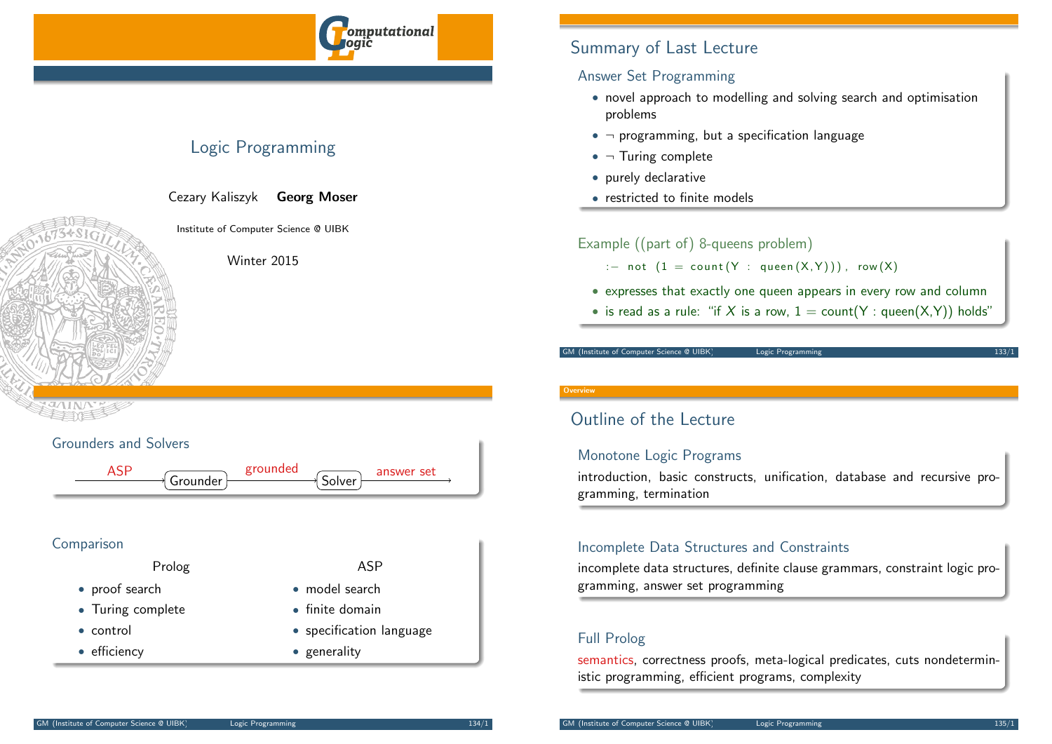# Logic Programming

Cezary Kaliszyk **Georg Moser**

Institute of Computer Science @ UIBK

Winter 2015

## Summary of Last Lecture

### Answer Set Programming

- novel approach to modelling and solving search and optimisation problems
- $\neg$ programming, but a specification language
- $\neg$ Turing complete
- purely declarative
- restricted to finite models

### Example ((part of) 8-queens problem)

```
:- not (1 = count(Y : queen(X,Y))), row(X)
```

- expresses that exactly one queen appears in every row and column
- is read as a rule: "if $X$ is a row, $1 = \text{count}(Y : \text{queen}(X,Y))$ holds"

### Grounders and Solvers

ASP → Grounder → grounded → Solver → answer set

### Comparison

| Prolog | ASP |
|---|---|
| proof search | model search |
| Turing complete | finite domain |
| control | specification language |
| efficiency | generality |

## Outline of the Lecture

### Monotone Logic Programs

introduction, basic constructs, unification, database and recursive programming, termination

### Incomplete Data Structures and Constraints

incomplete data structures, definite clause grammars, constraint logic programming, answer set programming

### Full Prolog

semantics, correctness proofs, meta-logical predicates, cuts nondeterministic programming, efficient programs, complexity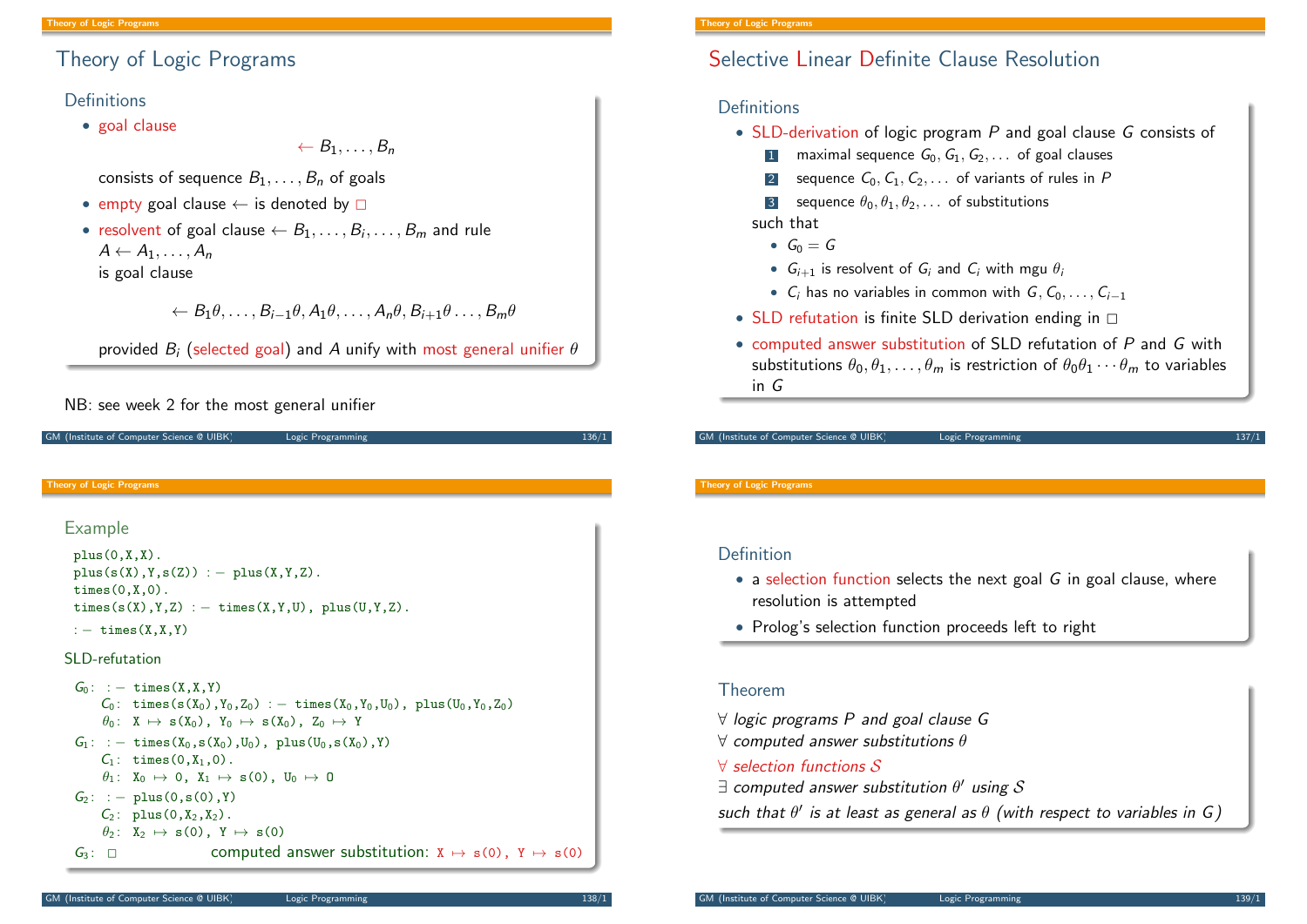## Theory of Logic Programs

### Definitions

- goal clause

$$\leftarrow B_1, \ldots, B_n$$

  consists of sequence $B_1, \ldots, B_n$ of goals
- empty goal clause $\leftarrow$ is denoted by $\square$
- resolvent of goal clause $\leftarrow B_1, \ldots, B_i, \ldots, B_m$ and rule $A \leftarrow A_1, \ldots, A_n$
  is goal clause

$$\leftarrow B_1\theta, \ldots, B_{i-1}\theta, A_1\theta, \ldots, A_n\theta, B_{i+1}\theta \ldots, B_m\theta$$

  provided $B_i$ (selected goal) and $A$ unify with most general unifier $\theta$

NB: see week 2 for the most general unifier

## Selective Linear Definite Clause Resolution

### Definitions

- SLD-derivation of logic program $P$ and goal clause $G$ consists of
  1. maximal sequence $G_0, G_1, G_2, \ldots$ of goal clauses
  2. sequence $C_0, C_1, C_2, \ldots$ of variants of rules in $P$
  3. sequence $\theta_0, \theta_1, \theta_2, \ldots$ of substitutions

  such that
  - $G_0 = G$
  - $G_{i+1}$ is resolvent of $G_i$ and $C_i$ with mgu $\theta_i$
  - $C_i$ has no variables in common with $G, C_0, \ldots, C_{i-1}$
- SLD refutation is finite SLD derivation ending in $\square$
- computed answer substitution of SLD refutation of $P$ and $G$ with substitutions $\theta_0, \theta_1, \ldots, \theta_m$ is restriction of $\theta_0\theta_1 \cdots \theta_m$ to variables in $G$

### Example

```
plus(0,X,X).
plus(s(X),Y,s(Z)) :- plus(X,Y,Z).
times(0,X,0).
times(s(X),Y,Z) :- times(X,Y,U), plus(U,Y,Z).
:- times(X,X,Y)
```

### SLD-refutation

$G_0$: `:- times(X,X,Y)`

  $C_0$: `times(s(X0),Y0,Z0) :- times(X0,Y0,U0), plus(U0,Y0,Z0)`

  $\theta_0$: $X \mapsto s(X_0)$, $Y_0 \mapsto s(X_0)$, $Z_0 \mapsto Y$

$G_1$: `:- times(X0,s(X0),U0), plus(U0,s(X0),Y)`

  $C_1$: `times(0,X1,0).`

  $\theta_1$: $X_0 \mapsto 0$, $X_1 \mapsto s(0)$, $U_0 \mapsto 0$

$G_2$: `:- plus(0,s(0),Y)`

  $C_2$: `plus(0,X2,X2).`

  $\theta_2$: $X_2 \mapsto s(0)$, $Y \mapsto s(0)$

$G_3$: $\square$  computed answer substitution: $X \mapsto s(0)$, $Y \mapsto s(0)$

### Definition

- a selection function selects the next goal $G$ in goal clause, where resolution is attempted
- Prolog's selection function proceeds left to right

### Theorem

*$\forall$ logic programs $P$ and goal clause $G$*
*$\forall$ computed answer substitutions $\theta$*
*$\forall$ selection functions $\mathcal{S}$*
*$\exists$ computed answer substitution $\theta'$ using $\mathcal{S}$*
*such that $\theta'$ is at least as general as $\theta$ (with respect to variables in $G$)*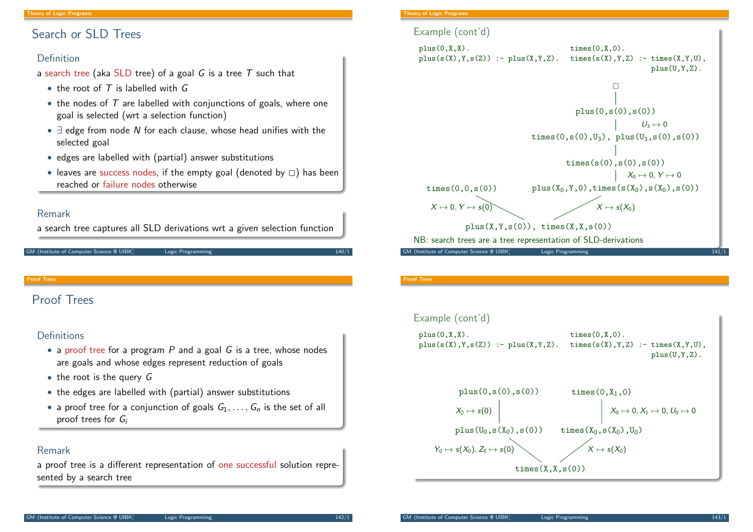## Search or SLD Trees

### Definition

a search tree (aka SLD tree) of a goal $G$ is a tree $T$ such that

- the root of $T$ is labelled with $G$
- the nodes of $T$ are labelled with conjunctions of goals, where one goal is selected (wrt a selection function)
- $\exists$ edge from node $N$ for each clause, whose head unifies with the selected goal
- edges are labelled with (partial) answer substitutions
- leaves are success nodes, if the empty goal (denoted by $\square$) has been reached or failure nodes otherwise

### Remark

a search tree captures all SLD derivations wrt a given selection function

## Example (cont'd)

```
plus(0,X,X).                       times(0,X,0).
plus(s(X),Y,s(Z)) :- plus(X,Y,Z).  times(s(X),Y,Z) :- times(X,Y,U),
                                                       plus(U,Y,Z).
```

```
                                                  □
                                                  |
                                          plus(0,s(0),s(0))
                                                  |        U₃ ↦ 0
                                 times(0,s(0),U₃), plus(U₃,s(0),s(0))
                                                  |
                                         times(s(0),s(0),s(0))
                                                  |   X₀ ↦ 0, Y ↦ 0
times(0,0,s(0))                  plus(X₀,Y,0),times(s(X₀),s(X₀),s(0))

  X ↦ 0, Y ↦ s(0)                               X ↦ s(X₀)

                    plus(X,Y,s(0)), times(X,X,s(0))
```

NB: search trees are a tree representation of SLD-derivations

## Proof Trees

### Definitions

- a proof tree for a program $P$ and a goal $G$ is a tree, whose nodes are goals and whose edges represent reduction of goals
- the root is the query $G$
- the edges are labelled with (partial) answer substitutions
- a proof tree for a conjunction of goals $G_1, \dots, G_n$ is the set of all proof trees for $G_i$

### Remark

a proof tree is a different representation of one successful solution represented by a search tree

## Example (cont'd)

```
plus(0,X,X).                       times(0,X,0).
plus(s(X),Y,s(Z)) :- plus(X,Y,Z).  times(s(X),Y,Z) :- times(X,Y,U),
                                                       plus(U,Y,Z).
```

```
        plus(0,s(0),s(0))            times(0,X₁,0)
 X₂ ↦ s(0)  |                              |  X₀ ↦ 0, X₁ ↦ 0, U₀ ↦ 0
        plus(U₀,s(X₀),s(0))          times(X₀,s(X₀),U₀)
 Y₀ ↦ s(X₀), Z₀ ↦ s(0)                     X ↦ s(X₀)
                      times(X,X,s(0))
```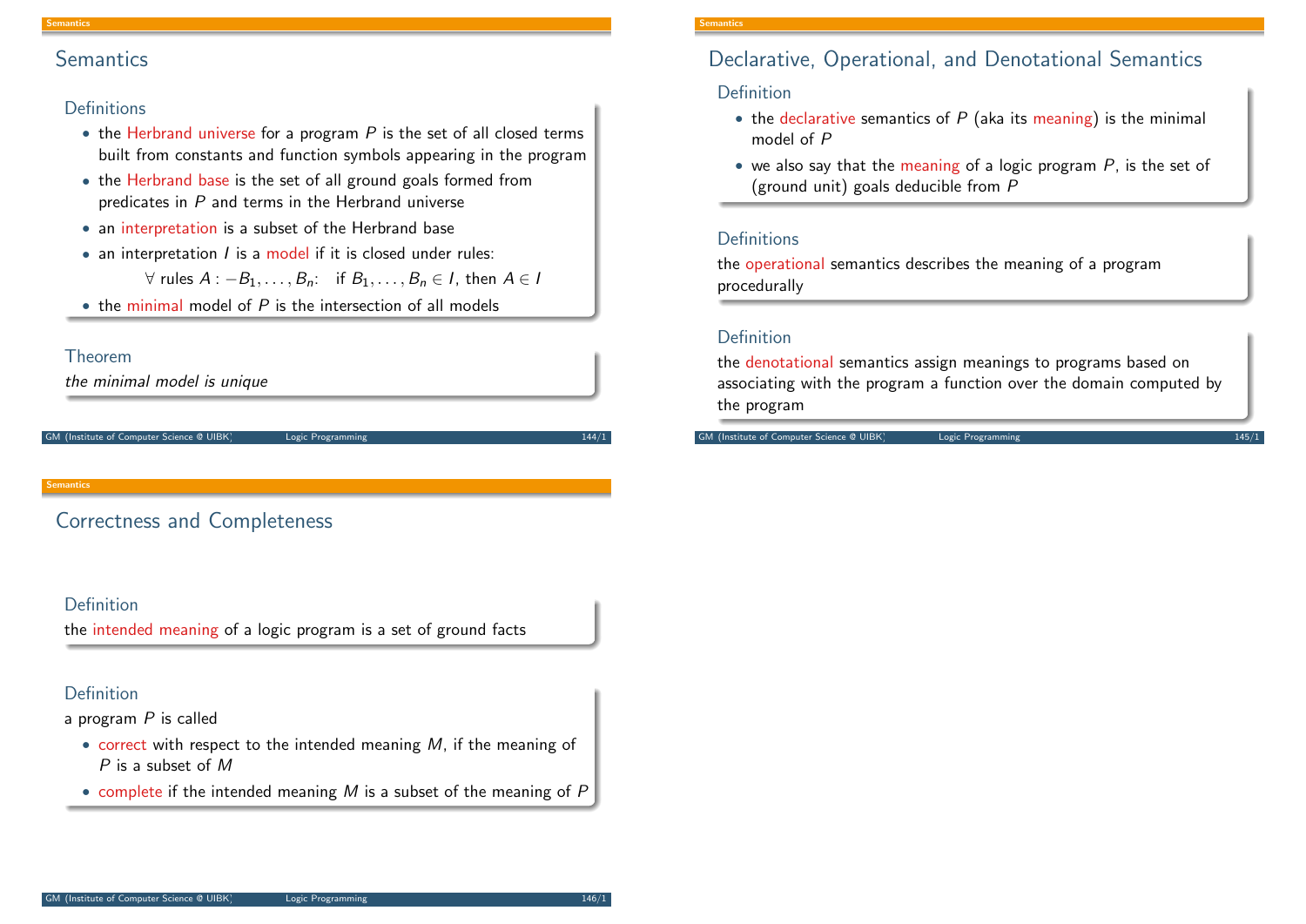## Semantics

### Definitions

- the Herbrand universe for a program $P$ is the set of all closed terms built from constants and function symbols appearing in the program
- the Herbrand base is the set of all ground goals formed from predicates in $P$ and terms in the Herbrand universe
- an interpretation is a subset of the Herbrand base
- an interpretation $I$ is a model if it is closed under rules:

  $\forall$ rules $A :- B_1, \dots, B_n$: if $B_1, \dots, B_n \in I$, then $A \in I$
- the minimal model of $P$ is the intersection of all models

### Theorem

*the minimal model is unique*

## Declarative, Operational, and Denotational Semantics

### Definition

- the declarative semantics of $P$ (aka its meaning) is the minimal model of $P$
- we also say that the meaning of a logic program $P$, is the set of (ground unit) goals deducible from $P$

### Definitions

the operational semantics describes the meaning of a program procedurally

### Definition

the denotational semantics assign meanings to programs based on associating with the program a function over the domain computed by the program

## Correctness and Completeness

### Definition

the intended meaning of a logic program is a set of ground facts

### Definition

a program $P$ is called

- correct with respect to the intended meaning $M$, if the meaning of $P$ is a subset of $M$
- complete if the intended meaning $M$ is a subset of the meaning of $P$